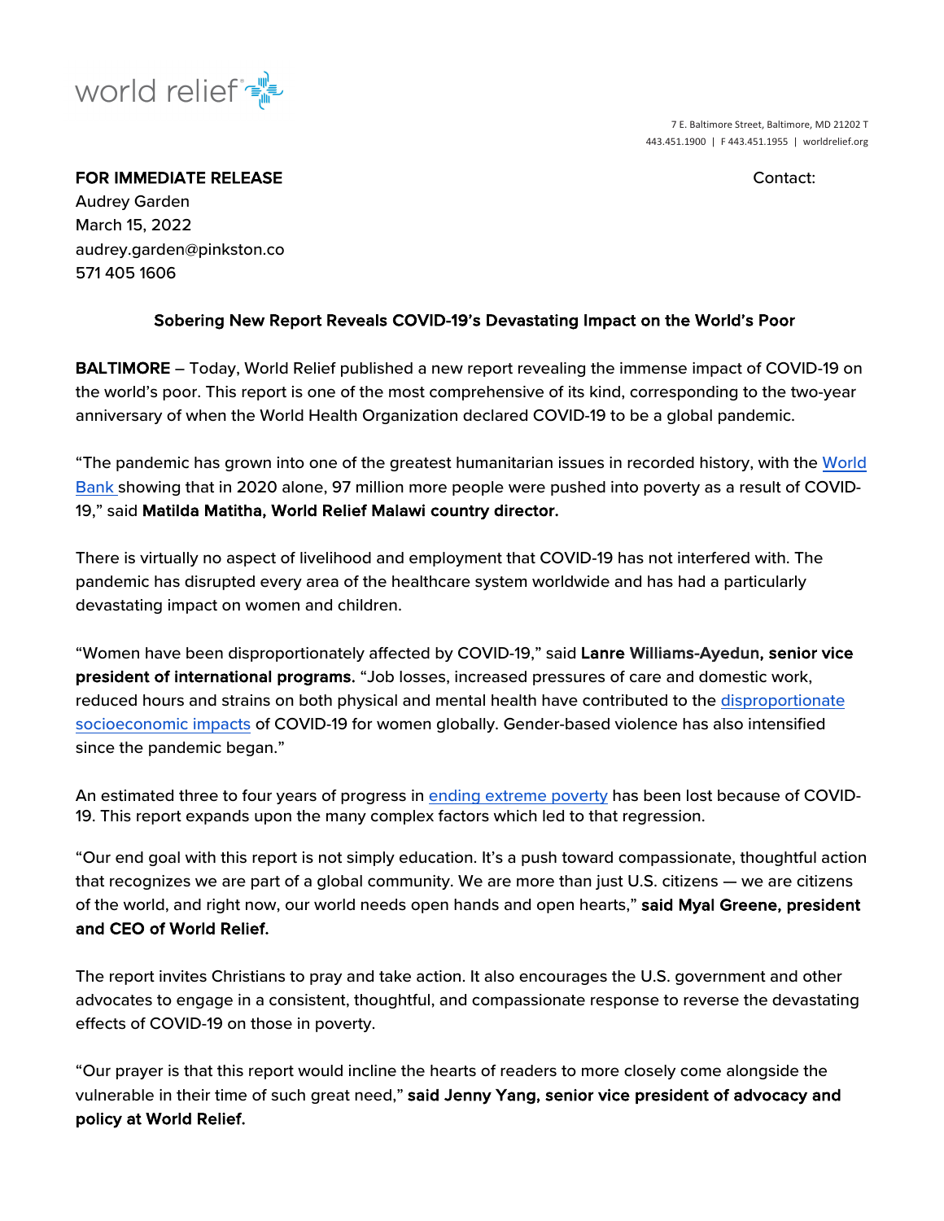world relief

7 E. Baltimore Street, Baltimore, MD 21202 T 443.451.1900 | F 443.451.1955 | worldrelief.org

**FOR IMMEDIATE RELEASE** Contact:

Audrey Garden
March 15, 2022
audrey.garden@pinkston.co
571 405 1606

**Sobering New Report Reveals COVID-19's Devastating Impact on the World's Poor**

**BALTIMORE** – Today, World Relief published a new report revealing the immense impact of COVID-19 on the world's poor. This report is one of the most comprehensive of its kind, corresponding to the two-year anniversary of when the World Health Organization declared COVID-19 to be a global pandemic.

"The pandemic has grown into one of the greatest humanitarian issues in recorded history, with the World Bank showing that in 2020 alone, 97 million more people were pushed into poverty as a result of COVID-19," said **Matilda Matitha, World Relief Malawi country director.**

There is virtually no aspect of livelihood and employment that COVID-19 has not interfered with. The pandemic has disrupted every area of the healthcare system worldwide and has had a particularly devastating impact on women and children.

"Women have been disproportionately affected by COVID-19," said **Lanre Williams-Ayedun, senior vice president of international programs.** "Job losses, increased pressures of care and domestic work, reduced hours and strains on both physical and mental health have contributed to the disproportionate socioeconomic impacts of COVID-19 for women globally. Gender-based violence has also intensified since the pandemic began."

An estimated three to four years of progress in ending extreme poverty has been lost because of COVID-19. This report expands upon the many complex factors which led to that regression.

"Our end goal with this report is not simply education. It's a push toward compassionate, thoughtful action that recognizes we are part of a global community. We are more than just U.S. citizens — we are citizens of the world, and right now, our world needs open hands and open hearts," **said Myal Greene, president and CEO of World Relief.**

The report invites Christians to pray and take action. It also encourages the U.S. government and other advocates to engage in a consistent, thoughtful, and compassionate response to reverse the devastating effects of COVID-19 on those in poverty.

"Our prayer is that this report would incline the hearts of readers to more closely come alongside the vulnerable in their time of such great need," **said Jenny Yang, senior vice president of advocacy and policy at World Relief.**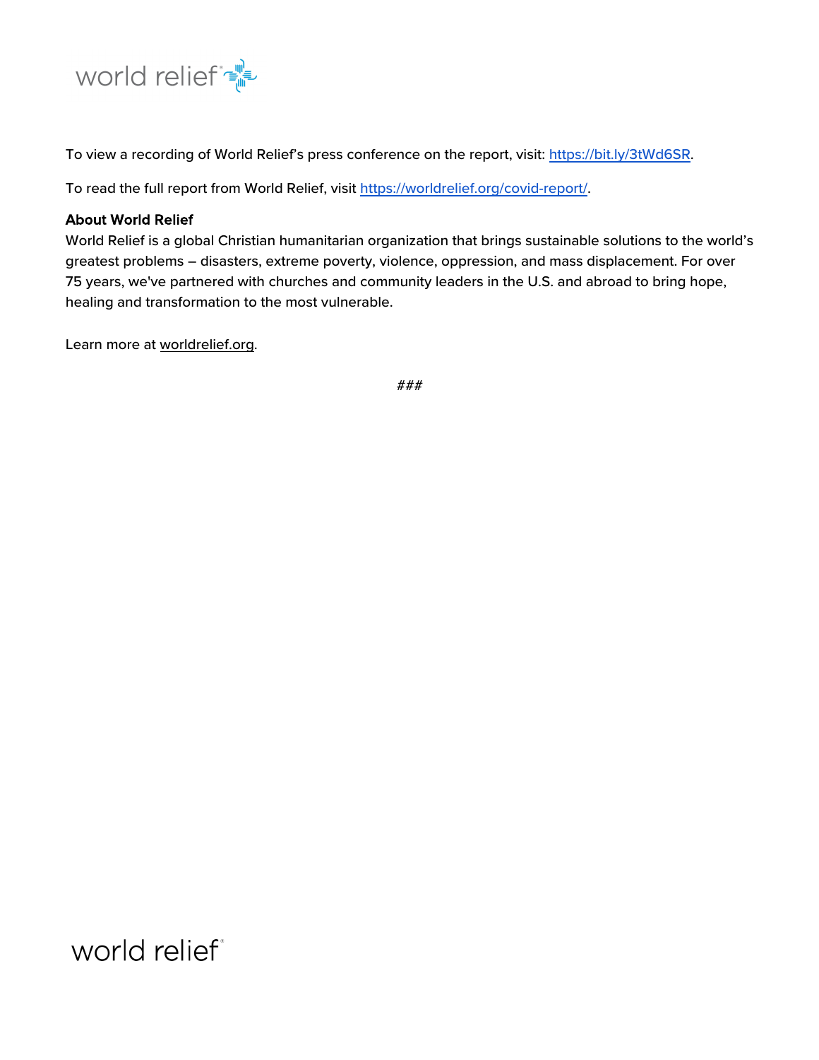To view a recording of World Relief's press conference on the report, visit: https://bit.ly/3tWd6SR.

To read the full report from World Relief, visit https://worldrelief.org/covid-report/.

**About World Relief**
World Relief is a global Christian humanitarian organization that brings sustainable solutions to the world's greatest problems – disasters, extreme poverty, violence, oppression, and mass displacement. For over 75 years, we've partnered with churches and community leaders in the U.S. and abroad to bring hope, healing and transformation to the most vulnerable.

Learn more at worldrelief.org.

###